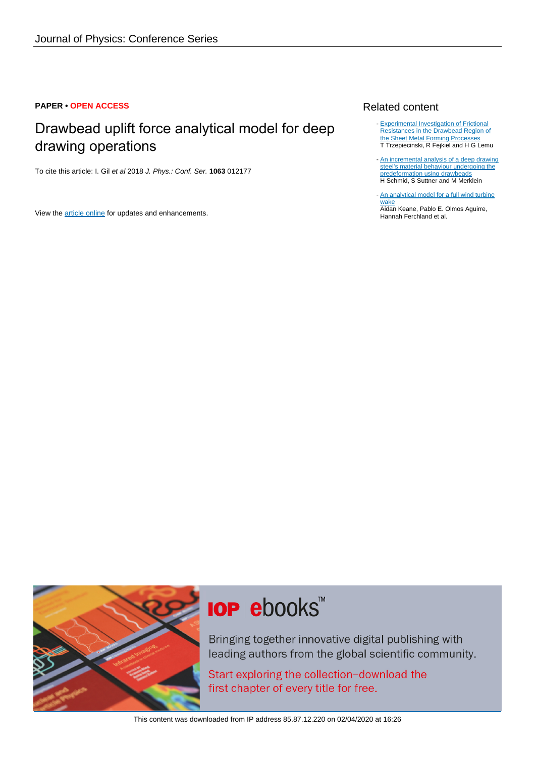Journal of Physics: Conference Series

**PAPER** • **OPEN ACCESS**

# Drawbead uplift force analytical model for deep drawing operations

To cite this article: I. Gil *et al* 2018 *J. Phys.: Conf. Ser.* **1063** 012177

View the article online for updates and enhancements.

## Related content

- Experimental Investigation of Frictional Resistances in the Drawbead Region of the Sheet Metal Forming Processes
  T Trzepiecinski, R Fejkiel and H G Lemu

- An incremental analysis of a deep drawing steel's material behaviour undergoing the predeformation using drawbeads
  H Schmid, S Suttner and M Merklein

- An analytical model for a full wind turbine wake
  Aidan Keane, Pablo E. Olmos Aguirre, Hannah Ferchland et al.

IOP ebooks™

Bringing together innovative digital publishing with leading authors from the global scientific community.

Start exploring the collection–download the first chapter of every title for free.

This content was downloaded from IP address 85.87.12.220 on 02/04/2020 at 16:26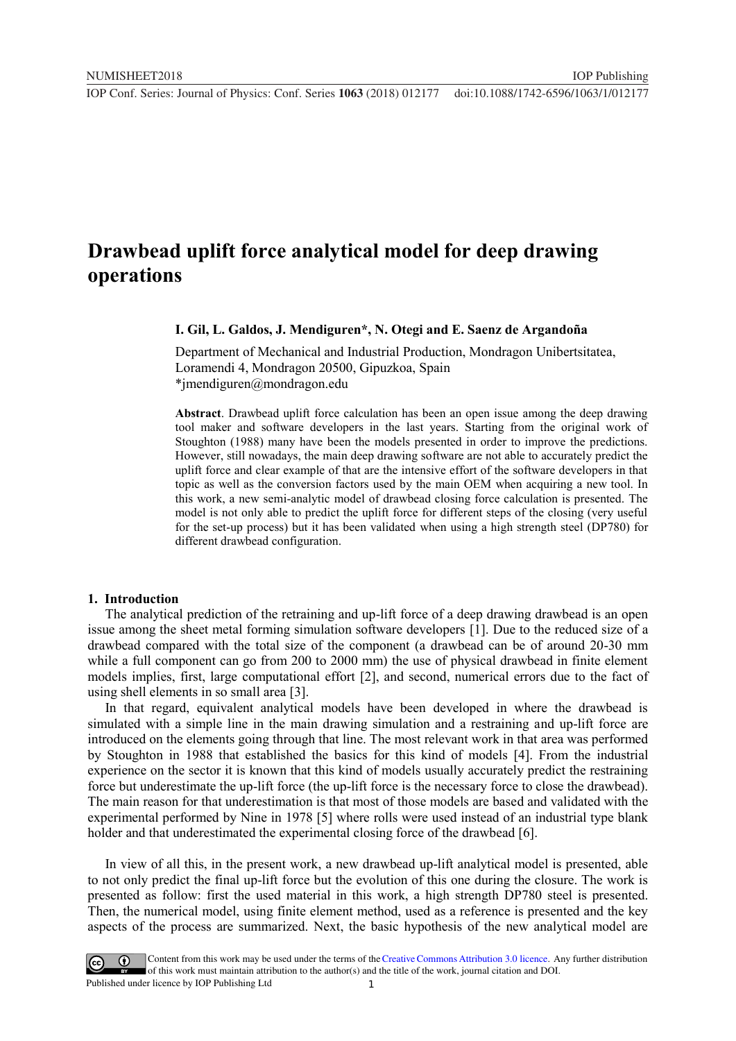# Drawbead uplift force analytical model for deep drawing operations

**I. Gil, L. Galdos, J. Mendiguren\*, N. Otegi and E. Saenz de Argandoña**

Department of Mechanical and Industrial Production, Mondragon Unibertsitatea, Loramendi 4, Mondragon 20500, Gipuzkoa, Spain

\*jmendiguren@mondragon.edu

**Abstract**. Drawbead uplift force calculation has been an open issue among the deep drawing tool maker and software developers in the last years. Starting from the original work of Stoughton (1988) many have been the models presented in order to improve the predictions. However, still nowadays, the main deep drawing software are not able to accurately predict the uplift force and clear example of that are the intensive effort of the software developers in that topic as well as the conversion factors used by the main OEM when acquiring a new tool. In this work, a new semi-analytic model of drawbead closing force calculation is presented. The model is not only able to predict the uplift force for different steps of the closing (very useful for the set-up process) but it has been validated when using a high strength steel (DP780) for different drawbead configuration.

## 1. Introduction

The analytical prediction of the retraining and up-lift force of a deep drawing drawbead is an open issue among the sheet metal forming simulation software developers [1]. Due to the reduced size of a drawbead compared with the total size of the component (a drawbead can be of around 20-30 mm while a full component can go from 200 to 2000 mm) the use of physical drawbead in finite element models implies, first, large computational effort [2], and second, numerical errors due to the fact of using shell elements in so small area [3].

In that regard, equivalent analytical models have been developed in where the drawbead is simulated with a simple line in the main drawing simulation and a restraining and up-lift force are introduced on the elements going through that line. The most relevant work in that area was performed by Stoughton in 1988 that established the basics for this kind of models [4]. From the industrial experience on the sector it is known that this kind of models usually accurately predict the restraining force but underestimate the up-lift force (the up-lift force is the necessary force to close the drawbead). The main reason for that underestimation is that most of those models are based and validated with the experimental performed by Nine in 1978 [5] where rolls were used instead of an industrial type blank holder and that underestimated the experimental closing force of the drawbead [6].

In view of all this, in the present work, a new drawbead up-lift analytical model is presented, able to not only predict the final up-lift force but the evolution of this one during the closure. The work is presented as follow: first the used material in this work, a high strength DP780 steel is presented. Then, the numerical model, using finite element method, used as a reference is presented and the key aspects of the process are summarized. Next, the basic hypothesis of the new analytical model are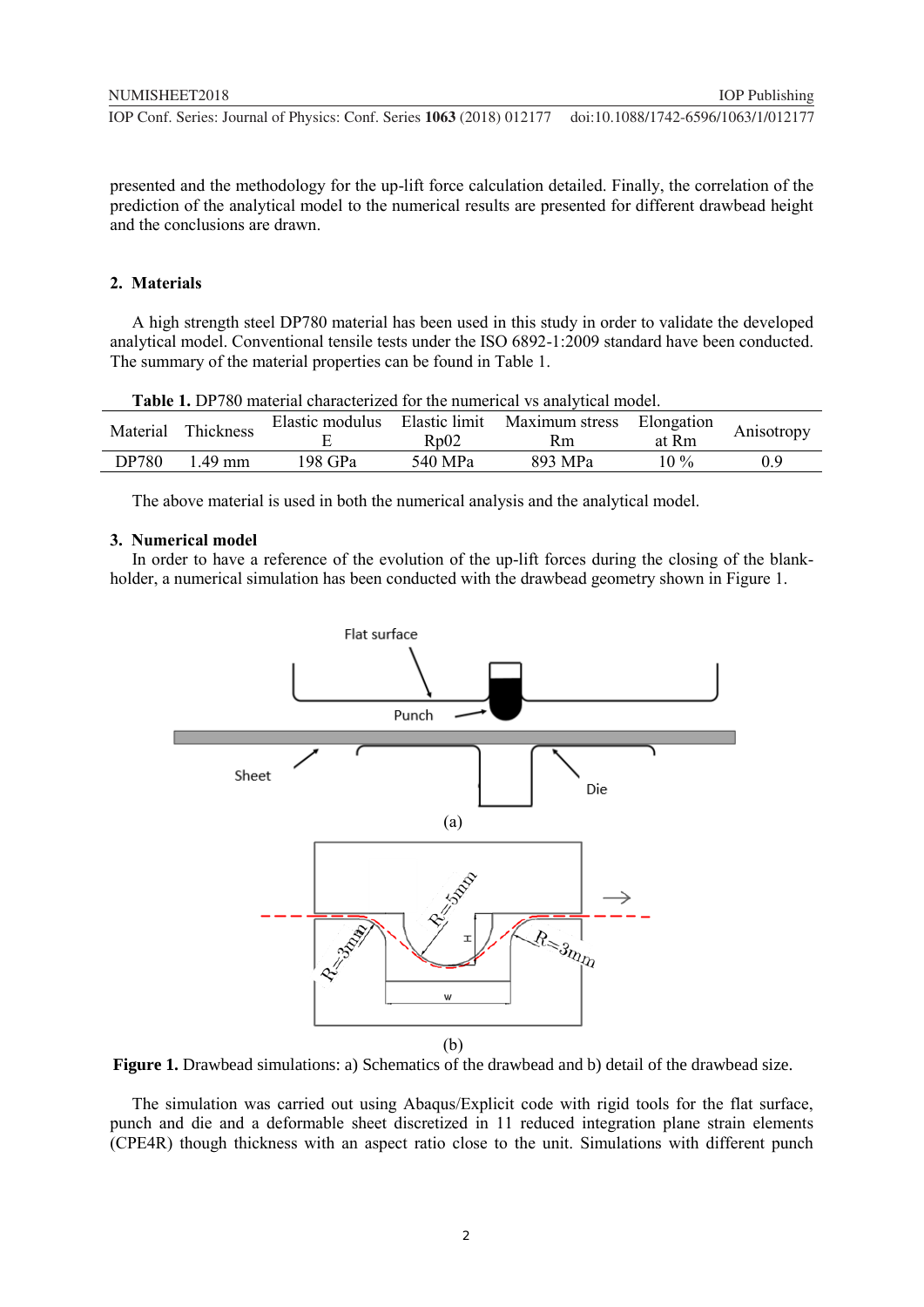presented and the methodology for the up-lift force calculation detailed. Finally, the correlation of the prediction of the analytical model to the numerical results are presented for different drawbead height and the conclusions are drawn.

## 2. Materials

A high strength steel DP780 material has been used in this study in order to validate the developed analytical model. Conventional tensile tests under the ISO 6892-1:2009 standard have been conducted. The summary of the material properties can be found in Table 1.

**Table 1.** DP780 material characterized for the numerical vs analytical model.

| Material | Thickness | Elastic modulus E | Elastic limit Rp02 | Maximum stress Rm | Elongation at Rm | Anisotropy |
|---|---|---|---|---|---|---|
| DP780 | 1.49 mm | 198 GPa | 540 MPa | 893 MPa | 10 % | 0.9 |

The above material is used in both the numerical analysis and the analytical model.

## 3. Numerical model

In order to have a reference of the evolution of the up-lift forces during the closing of the blank-holder, a numerical simulation has been conducted with the drawbead geometry shown in Figure 1.

**Figure 1.** Drawbead simulations: a) Schematics of the drawbead and b) detail of the drawbead size.

The simulation was carried out using Abaqus/Explicit code with rigid tools for the flat surface, punch and die and a deformable sheet discretized in 11 reduced integration plane strain elements (CPE4R) though thickness with an aspect ratio close to the unit. Simulations with different punch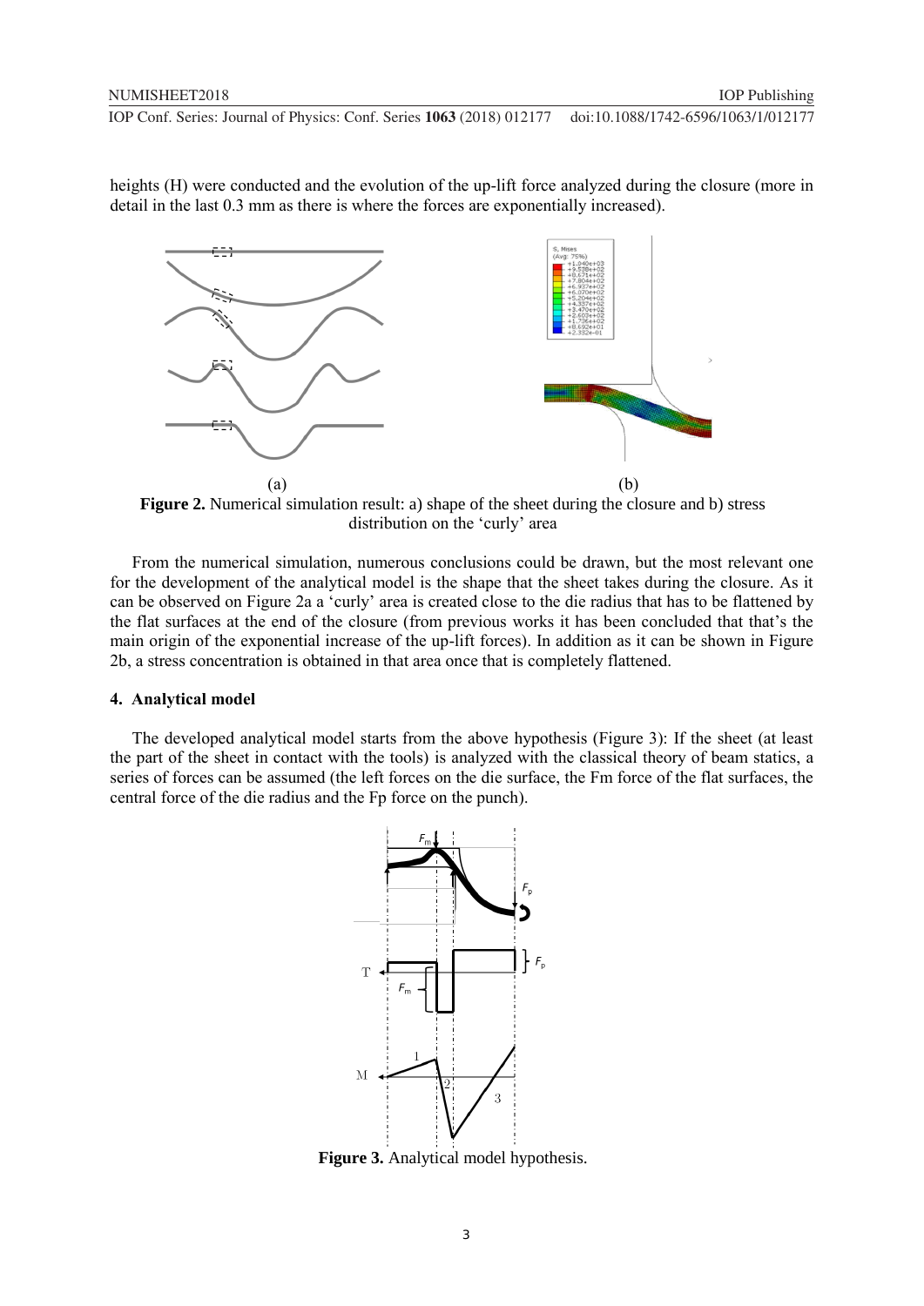heights (H) were conducted and the evolution of the up-lift force analyzed during the closure (more in detail in the last 0.3 mm as there is where the forces are exponentially increased).

(a) (b)

**Figure 2.** Numerical simulation result: a) shape of the sheet during the closure and b) stress distribution on the 'curly' area

From the numerical simulation, numerous conclusions could be drawn, but the most relevant one for the development of the analytical model is the shape that the sheet takes during the closure. As it can be observed on Figure 2a a 'curly' area is created close to the die radius that has to be flattened by the flat surfaces at the end of the closure (from previous works it has been concluded that that's the main origin of the exponential increase of the up-lift forces). In addition as it can be shown in Figure 2b, a stress concentration is obtained in that area once that is completely flattened.

## 4. Analytical model

The developed analytical model starts from the above hypothesis (Figure 3): If the sheet (at least the part of the sheet in contact with the tools) is analyzed with the classical theory of beam statics, a series of forces can be assumed (the left forces on the die surface, the Fm force of the flat surfaces, the central force of the die radius and the Fp force on the punch).

**Figure 3.** Analytical model hypothesis.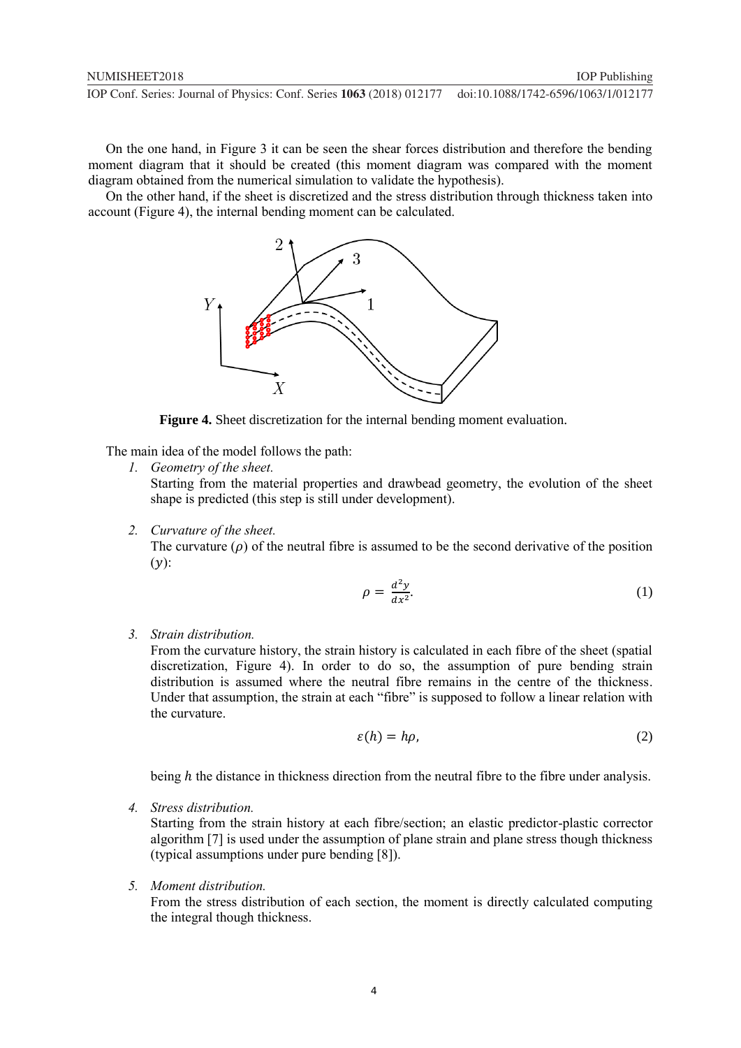On the one hand, in Figure 3 it can be seen the shear forces distribution and therefore the bending moment diagram that it should be created (this moment diagram was compared with the moment diagram obtained from the numerical simulation to validate the hypothesis).

On the other hand, if the sheet is discretized and the stress distribution through thickness taken into account (Figure 4), the internal bending moment can be calculated.

**Figure 4.** Sheet discretization for the internal bending moment evaluation.

The main idea of the model follows the path:

1. *Geometry of the sheet.*
   Starting from the material properties and drawbead geometry, the evolution of the sheet shape is predicted (this step is still under development).

2. *Curvature of the sheet.*
   The curvature ($\rho$) of the neutral fibre is assumed to be the second derivative of the position ($y$):

$$\rho = \frac{d^2y}{dx^2}. \tag{1}$$

3. *Strain distribution.*
   From the curvature history, the strain history is calculated in each fibre of the sheet (spatial discretization, Figure 4). In order to do so, the assumption of pure bending strain distribution is assumed where the neutral fibre remains in the centre of the thickness. Under that assumption, the strain at each "fibre" is supposed to follow a linear relation with the curvature.

$$\varepsilon(h) = h\rho, \tag{2}$$

   being $h$ the distance in thickness direction from the neutral fibre to the fibre under analysis.

4. *Stress distribution.*
   Starting from the strain history at each fibre/section; an elastic predictor-plastic corrector algorithm [7] is used under the assumption of plane strain and plane stress though thickness (typical assumptions under pure bending [8]).

5. *Moment distribution.*
   From the stress distribution of each section, the moment is directly calculated computing the integral though thickness.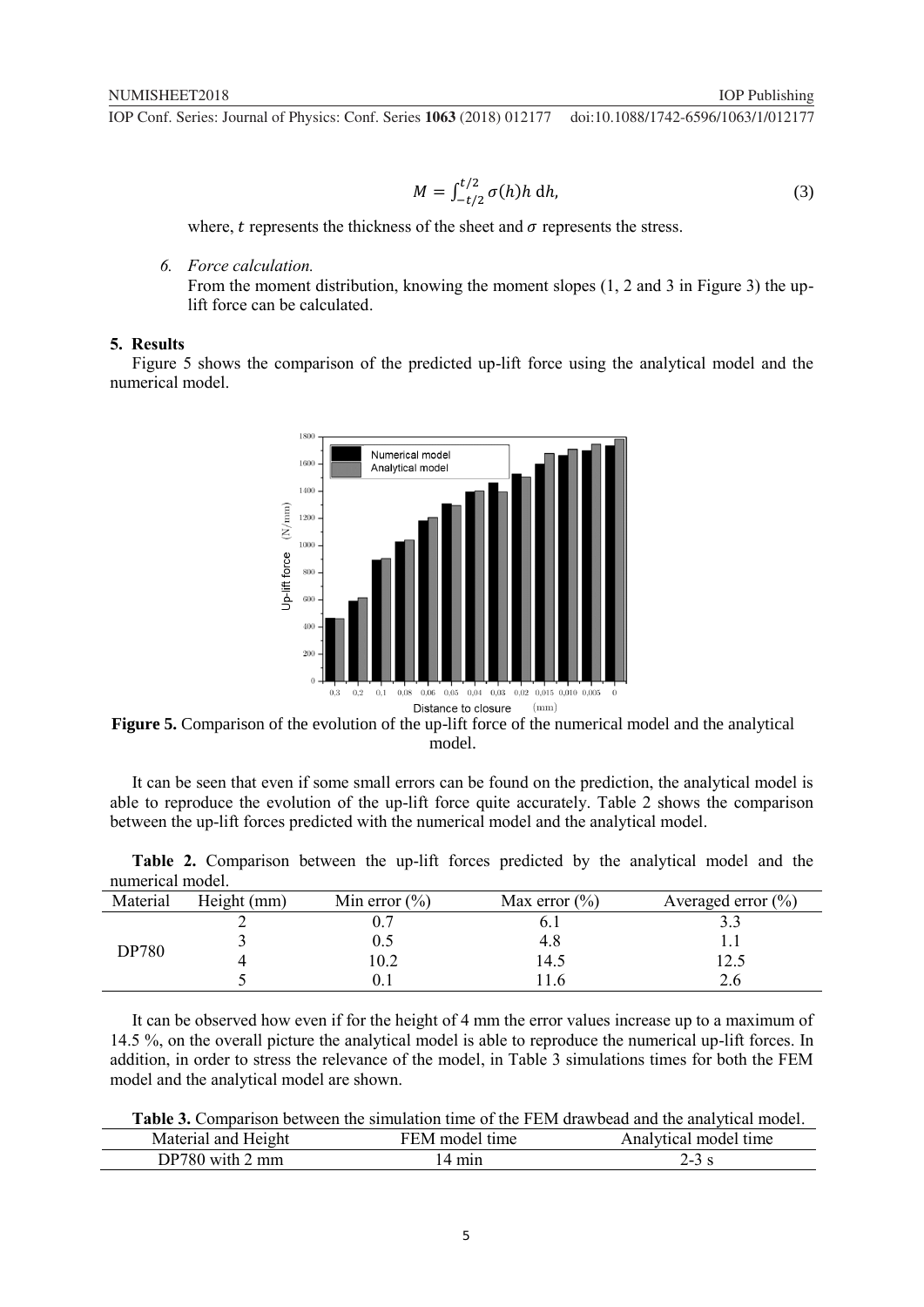$$M = \int_{-t/2}^{t/2} \sigma(h) h \, \mathrm{d}h, \tag{3}$$

where, $t$ represents the thickness of the sheet and $\sigma$ represents the stress.

6. *Force calculation.*
   From the moment distribution, knowing the moment slopes (1, 2 and 3 in Figure 3) the up-lift force can be calculated.

## 5. Results

Figure 5 shows the comparison of the predicted up-lift force using the analytical model and the numerical model.

**Figure 5.** Comparison of the evolution of the up-lift force of the numerical model and the analytical model.

It can be seen that even if some small errors can be found on the prediction, the analytical model is able to reproduce the evolution of the up-lift force quite accurately. Table 2 shows the comparison between the up-lift forces predicted with the numerical model and the analytical model.

**Table 2.** Comparison between the up-lift forces predicted by the analytical model and the numerical model.

| Material | Height (mm) | Min error (%) | Max error (%) | Averaged error (%) |
|---|---|---|---|---|
| DP780 | 2 | 0.7 | 6.1 | 3.3 |
| | 3 | 0.5 | 4.8 | 1.1 |
| | 4 | 10.2 | 14.5 | 12.5 |
| | 5 | 0.1 | 11.6 | 2.6 |

It can be observed how even if for the height of 4 mm the error values increase up to a maximum of 14.5 %, on the overall picture the analytical model is able to reproduce the numerical up-lift forces. In addition, in order to stress the relevance of the model, in Table 3 simulations times for both the FEM model and the analytical model are shown.

**Table 3.** Comparison between the simulation time of the FEM drawbead and the analytical model.

| Material and Height | FEM model time | Analytical model time |
|---|---|---|
| DP780 with 2 mm | 14 min | 2-3 s |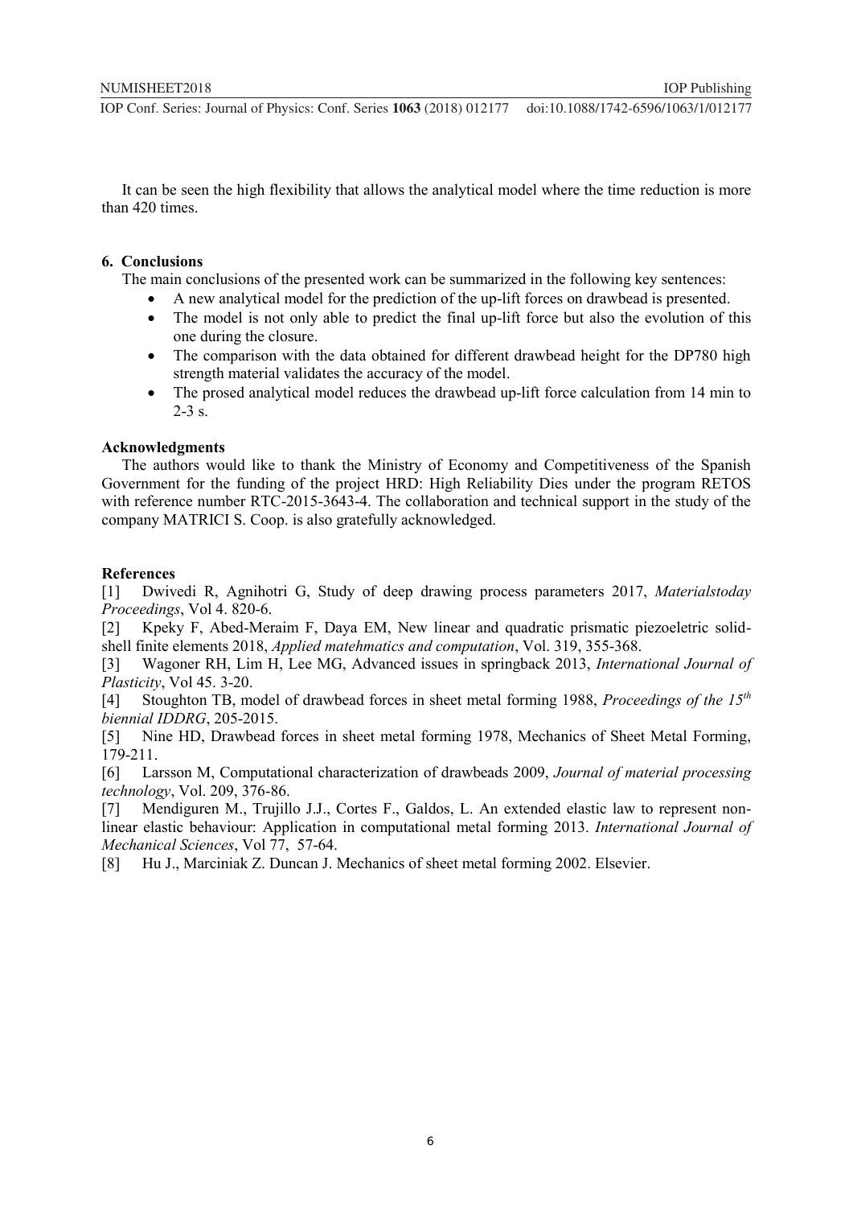It can be seen the high flexibility that allows the analytical model where the time reduction is more than 420 times.

## 6. Conclusions

The main conclusions of the presented work can be summarized in the following key sentences:

- A new analytical model for the prediction of the up-lift forces on drawbead is presented.
- The model is not only able to predict the final up-lift force but also the evolution of this one during the closure.
- The comparison with the data obtained for different drawbead height for the DP780 high strength material validates the accuracy of the model.
- The prosed analytical model reduces the drawbead up-lift force calculation from 14 min to 2-3 s.

## Acknowledgments

The authors would like to thank the Ministry of Economy and Competitiveness of the Spanish Government for the funding of the project HRD: High Reliability Dies under the program RETOS with reference number RTC-2015-3643-4. The collaboration and technical support in the study of the company MATRICI S. Coop. is also gratefully acknowledged.

## References

[1] Dwivedi R, Agnihotri G, Study of deep drawing process parameters 2017, *Materialstoday Proceedings*, Vol 4. 820-6.

[2] Kpeky F, Abed-Meraim F, Daya EM, New linear and quadratic prismatic piezoeletric solid-shell finite elements 2018, *Applied matehmatics and computation*, Vol. 319, 355-368.

[3] Wagoner RH, Lim H, Lee MG, Advanced issues in springback 2013, *International Journal of Plasticity*, Vol 45. 3-20.

[4] Stoughton TB, model of drawbead forces in sheet metal forming 1988, *Proceedings of the 15th biennial IDDRG*, 205-2015.

[5] Nine HD, Drawbead forces in sheet metal forming 1978, Mechanics of Sheet Metal Forming, 179-211.

[6] Larsson M, Computational characterization of drawbeads 2009, *Journal of material processing technology*, Vol. 209, 376-86.

[7] Mendiguren M., Trujillo J.J., Cortes F., Galdos, L. An extended elastic law to represent non-linear elastic behaviour: Application in computational metal forming 2013. *International Journal of Mechanical Sciences*, Vol 77, 57-64.

[8] Hu J., Marciniak Z. Duncan J. Mechanics of sheet metal forming 2002. Elsevier.